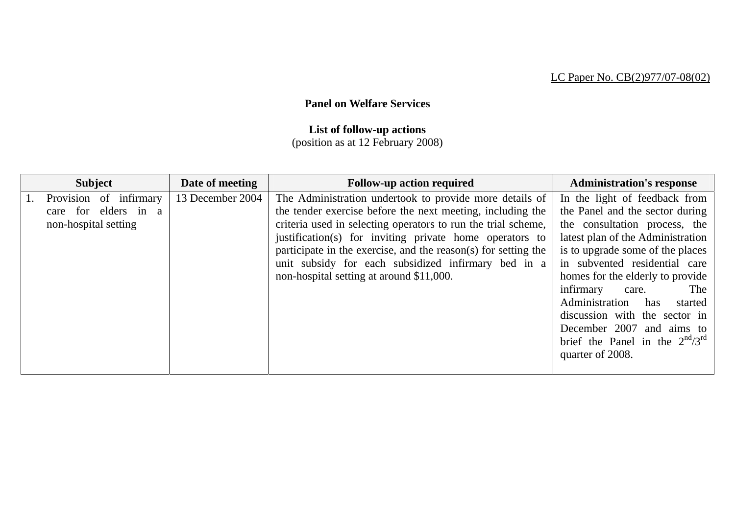LC Paper No. CB(2)977/07-08(02)

**Panel on Welfare Services**

**List of follow-up actions**
(position as at 12 February 2008)

| Subject | Date of meeting | Follow-up action required | Administration's response |
|---|---|---|---|
| 1. Provision of infirmary care for elders in a non-hospital setting | 13 December 2004 | The Administration undertook to provide more details of the tender exercise before the next meeting, including the criteria used in selecting operators to run the trial scheme, justification(s) for inviting private home operators to participate in the exercise, and the reason(s) for setting the unit subsidy for each subsidized infirmary bed in a non-hospital setting at around $11,000. | In the light of feedback from the Panel and the sector during the consultation process, the latest plan of the Administration is to upgrade some of the places in subvented residential care homes for the elderly to provide infirmary care. The Administration has started discussion with the sector in December 2007 and aims to brief the Panel in the 2nd/3rd quarter of 2008. |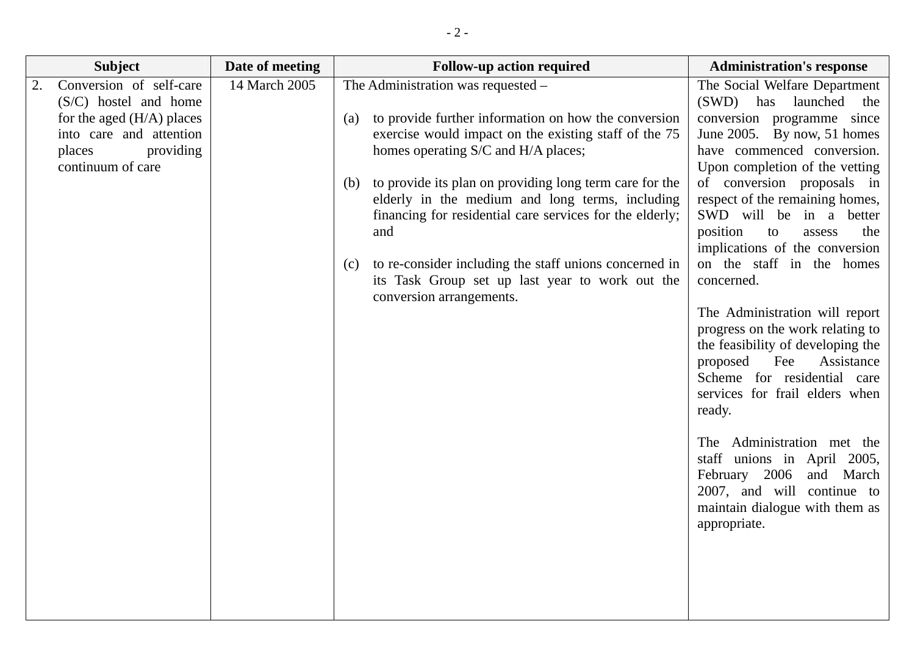| Subject | Date of meeting | Follow-up action required | Administration's response |
|---|---|---|---|
| 2. Conversion of self-care (S/C) hostel and home for the aged (H/A) places into care and attention places providing continuum of care | 14 March 2005 | The Administration was requested –<br><br>(a) to provide further information on how the conversion exercise would impact on the existing staff of the 75 homes operating S/C and H/A places;<br><br>(b) to provide its plan on providing long term care for the elderly in the medium and long terms, including financing for residential care services for the elderly; and<br><br>(c) to re-consider including the staff unions concerned in its Task Group set up last year to work out the conversion arrangements. | The Social Welfare Department (SWD) has launched the conversion programme since June 2005. By now, 51 homes have commenced conversion. Upon completion of the vetting of conversion proposals in respect of the remaining homes, SWD will be in a better position to assess the implications of the conversion on the staff in the homes concerned.<br><br>The Administration will report progress on the work relating to the feasibility of developing the proposed Fee Assistance Scheme for residential care services for frail elders when ready.<br><br>The Administration met the staff unions in April 2005, February 2006 and March 2007, and will continue to maintain dialogue with them as appropriate. |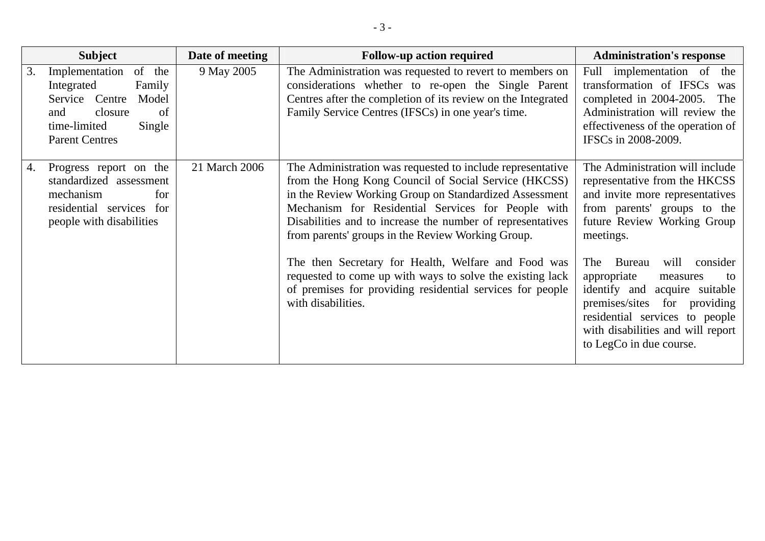| Subject | Date of meeting | Follow-up action required | Administration's response |
|---|---|---|---|
| 3. Implementation of the Integrated Family Service Centre Model and closure of time-limited Single Parent Centres | 9 May 2005 | The Administration was requested to revert to members on considerations whether to re-open the Single Parent Centres after the completion of its review on the Integrated Family Service Centres (IFSCs) in one year's time. | Full implementation of the transformation of IFSCs was completed in 2004-2005. The Administration will review the effectiveness of the operation of IFSCs in 2008-2009. |
| 4. Progress report on the standardized assessment mechanism for residential services for people with disabilities | 21 March 2006 | The Administration was requested to include representative from the Hong Kong Council of Social Service (HKCSS) in the Review Working Group on Standardized Assessment Mechanism for Residential Services for People with Disabilities and to increase the number of representatives from parents' groups in the Review Working Group.<br><br>The then Secretary for Health, Welfare and Food was requested to come up with ways to solve the existing lack of premises for providing residential services for people with disabilities. | The Administration will include representative from the HKCSS and invite more representatives from parents' groups to the future Review Working Group meetings.<br><br>The Bureau will consider appropriate measures to identify and acquire suitable premises/sites for providing residential services to people with disabilities and will report to LegCo in due course. |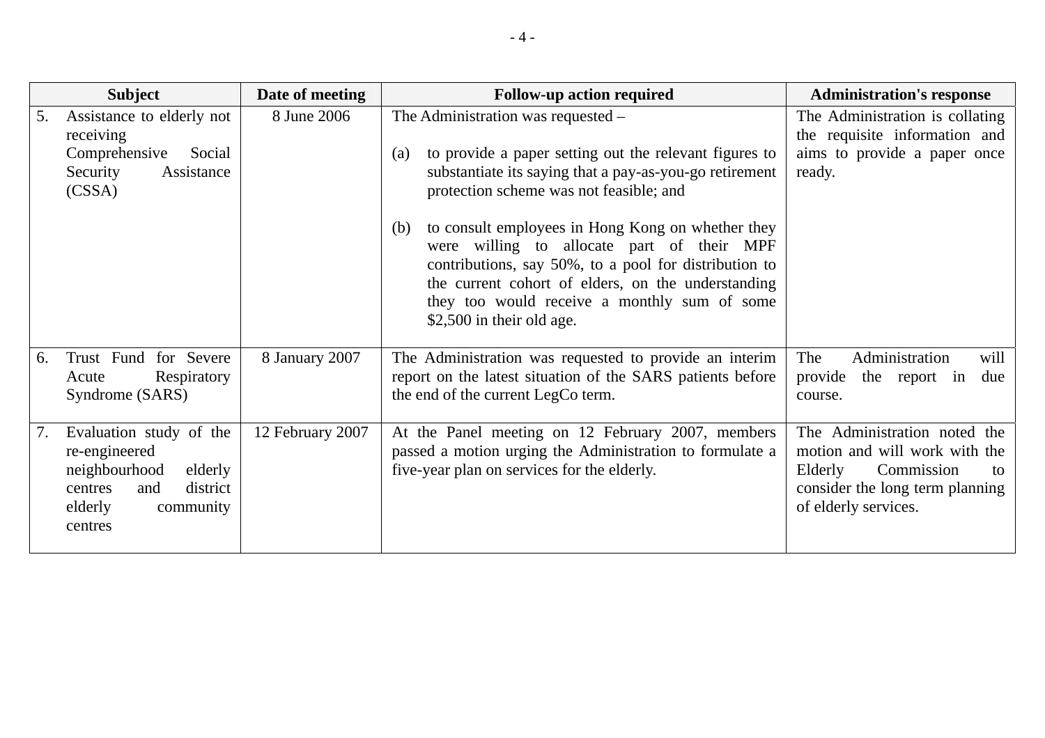| Subject | Date of meeting | Follow-up action required | Administration's response |
|---|---|---|---|
| 5. Assistance to elderly not receiving Comprehensive Social Security Assistance (CSSA) | 8 June 2006 | The Administration was requested –<br><br>(a) to provide a paper setting out the relevant figures to substantiate its saying that a pay-as-you-go retirement protection scheme was not feasible; and<br><br>(b) to consult employees in Hong Kong on whether they were willing to allocate part of their MPF contributions, say 50%, to a pool for distribution to the current cohort of elders, on the understanding they too would receive a monthly sum of some $2,500 in their old age. | The Administration is collating the requisite information and aims to provide a paper once ready. |
| 6. Trust Fund for Severe Acute Respiratory Syndrome (SARS) | 8 January 2007 | The Administration was requested to provide an interim report on the latest situation of the SARS patients before the end of the current LegCo term. | The Administration will provide the report in due course. |
| 7. Evaluation study of the re-engineered neighbourhood elderly centres and district elderly community centres | 12 February 2007 | At the Panel meeting on 12 February 2007, members passed a motion urging the Administration to formulate a five-year plan on services for the elderly. | The Administration noted the motion and will work with the Elderly Commission to consider the long term planning of elderly services. |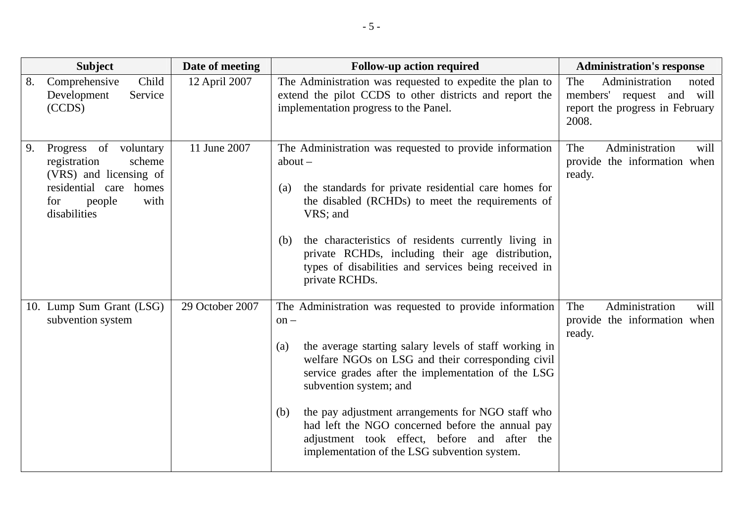| Subject | Date of meeting | Follow-up action required | Administration's response |
|---|---|---|---|
| 8. Comprehensive Child Development Service (CCDS) | 12 April 2007 | The Administration was requested to expedite the plan to extend the pilot CCDS to other districts and report the implementation progress to the Panel. | The Administration noted members' request and will report the progress in February 2008. |
| 9. Progress of voluntary registration scheme (VRS) and licensing of residential care homes for people with disabilities | 11 June 2007 | The Administration was requested to provide information about –<br><br>(a) the standards for private residential care homes for the disabled (RCHDs) to meet the requirements of VRS; and<br><br>(b) the characteristics of residents currently living in private RCHDs, including their age distribution, types of disabilities and services being received in private RCHDs. | The Administration will provide the information when ready. |
| 10. Lump Sum Grant (LSG) subvention system | 29 October 2007 | The Administration was requested to provide information on –<br><br>(a) the average starting salary levels of staff working in welfare NGOs on LSG and their corresponding civil service grades after the implementation of the LSG subvention system; and<br><br>(b) the pay adjustment arrangements for NGO staff who had left the NGO concerned before the annual pay adjustment took effect, before and after the implementation of the LSG subvention system. | The Administration will provide the information when ready. |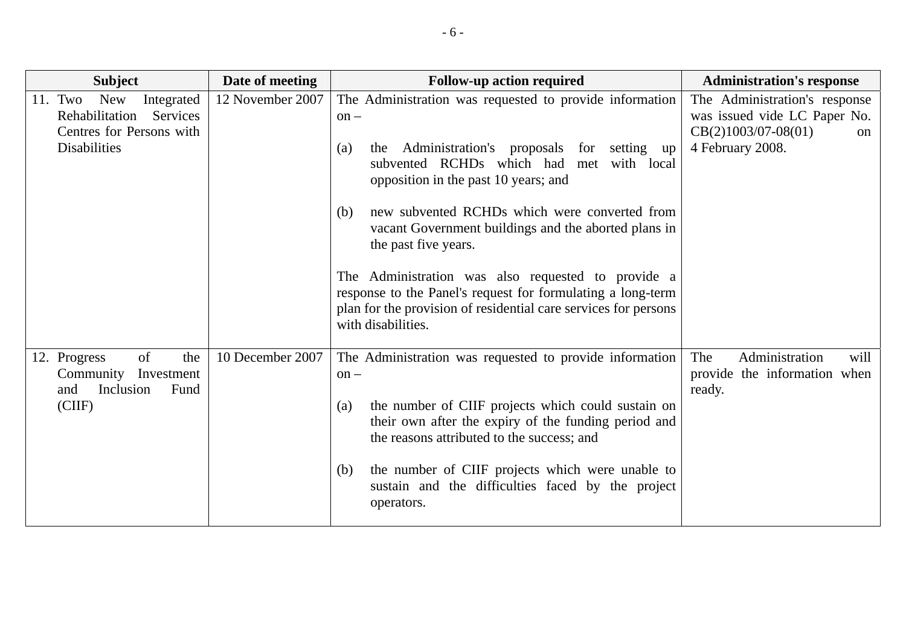| Subject | Date of meeting | Follow-up action required | Administration's response |
|---|---|---|---|
| 11. Two New Integrated Rehabilitation Services Centres for Persons with Disabilities | 12 November 2007 | The Administration was requested to provide information on –<br><br>(a) the Administration's proposals for setting up subvented RCHDs which had met with local opposition in the past 10 years; and<br><br>(b) new subvented RCHDs which were converted from vacant Government buildings and the aborted plans in the past five years.<br><br>The Administration was also requested to provide a response to the Panel's request for formulating a long-term plan for the provision of residential care services for persons with disabilities. | The Administration's response was issued vide LC Paper No. CB(2)1003/07-08(01) on 4 February 2008. |
| 12. Progress of the Community Investment and Inclusion Fund (CIIF) | 10 December 2007 | The Administration was requested to provide information on –<br><br>(a) the number of CIIF projects which could sustain on their own after the expiry of the funding period and the reasons attributed to the success; and<br><br>(b) the number of CIIF projects which were unable to sustain and the difficulties faced by the project operators. | The Administration will provide the information when ready. |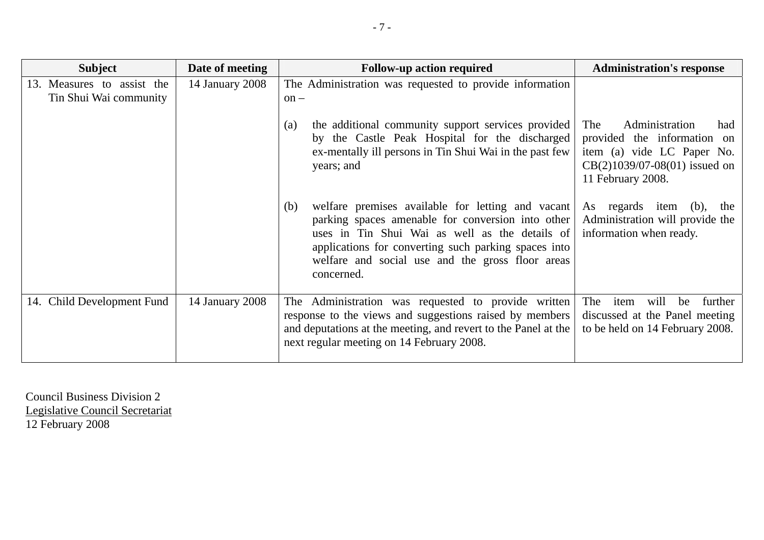| Subject | Date of meeting | Follow-up action required | Administration's response |
|---|---|---|---|
| 13. Measures to assist the Tin Shui Wai community | 14 January 2008 | The Administration was requested to provide information on –<br><br>(a) the additional community support services provided by the Castle Peak Hospital for the discharged ex-mentally ill persons in Tin Shui Wai in the past few years; and<br><br>(b) welfare premises available for letting and vacant parking spaces amenable for conversion into other uses in Tin Shui Wai as well as the details of applications for converting such parking spaces into welfare and social use and the gross floor areas concerned. | The Administration had provided the information on item (a) vide LC Paper No. CB(2)1039/07-08(01) issued on 11 February 2008.<br><br>As regards item (b), the Administration will provide the information when ready. |
| 14. Child Development Fund | 14 January 2008 | The Administration was requested to provide written response to the views and suggestions raised by members and deputations at the meeting, and revert to the Panel at the next regular meeting on 14 February 2008. | The item will be further discussed at the Panel meeting to be held on 14 February 2008. |

Council Business Division 2
Legislative Council Secretariat
12 February 2008